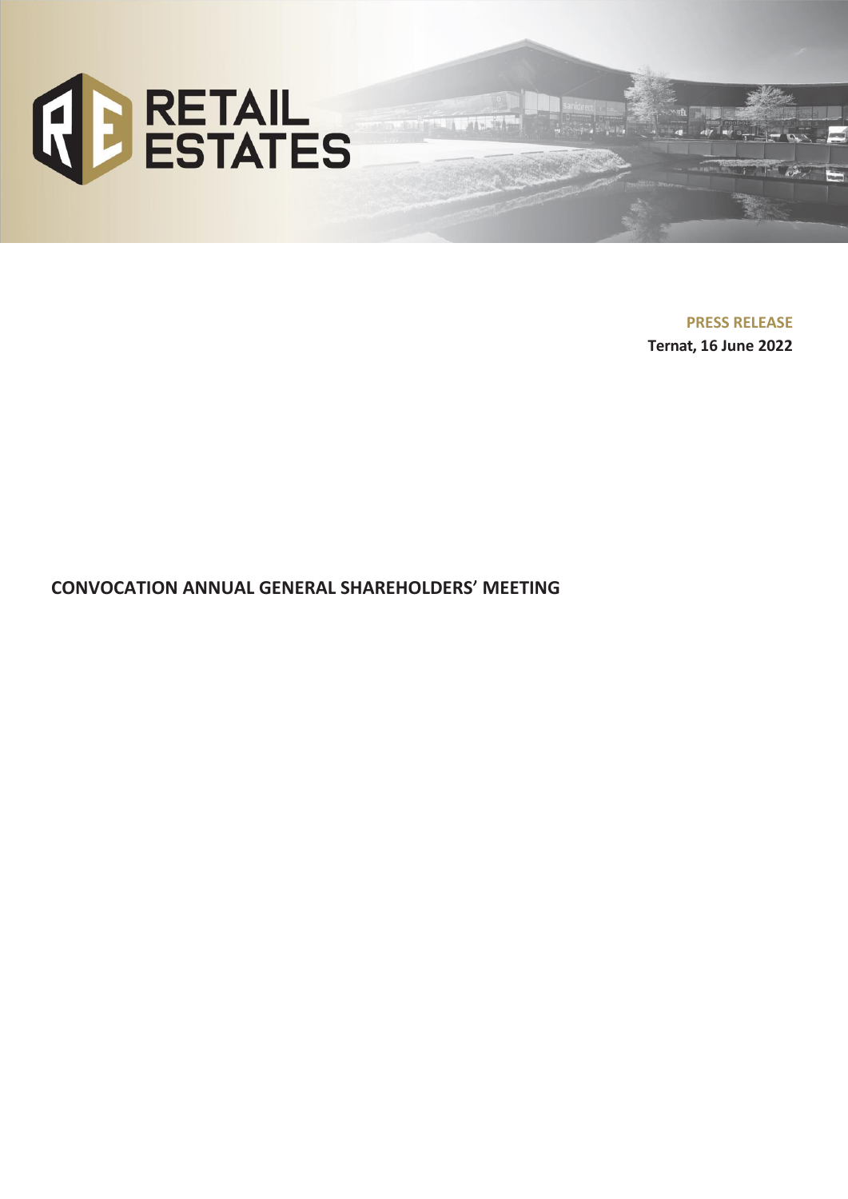RETAIL ESTATES

**PRESS RELEASE**

**Ternat, 16 June 2022**

# CONVOCATION ANNUAL GENERAL SHAREHOLDERS' MEETING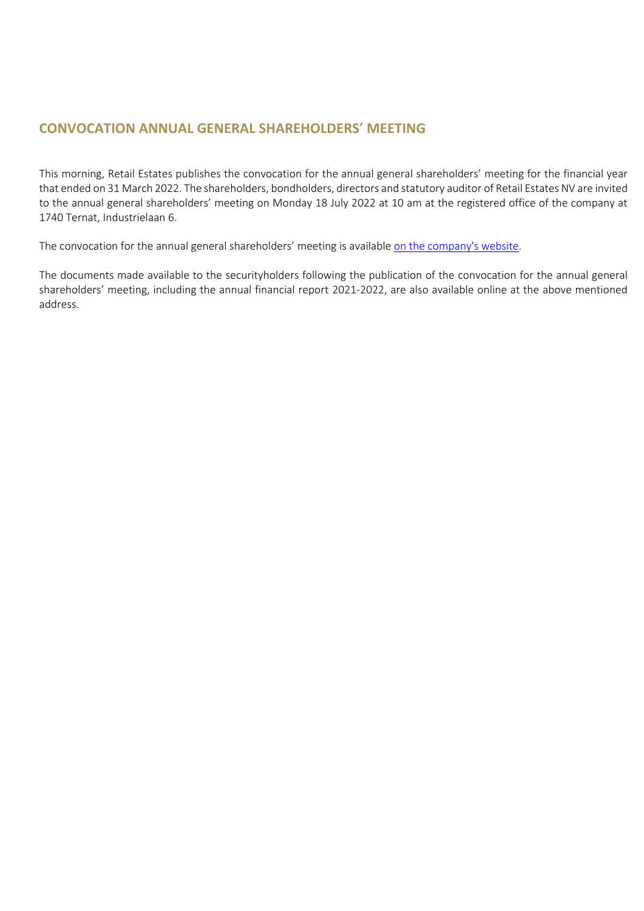## CONVOCATION ANNUAL GENERAL SHAREHOLDERS' MEETING

This morning, Retail Estates publishes the convocation for the annual general shareholders' meeting for the financial year that ended on 31 March 2022. The shareholders, bondholders, directors and statutory auditor of Retail Estates NV are invited to the annual general shareholders' meeting on Monday 18 July 2022 at 10 am at the registered office of the company at 1740 Ternat, Industrielaan 6.

The convocation for the annual general shareholders' meeting is available on the company's website.

The documents made available to the securityholders following the publication of the convocation for the annual general shareholders' meeting, including the annual financial report 2021-2022, are also available online at the above mentioned address.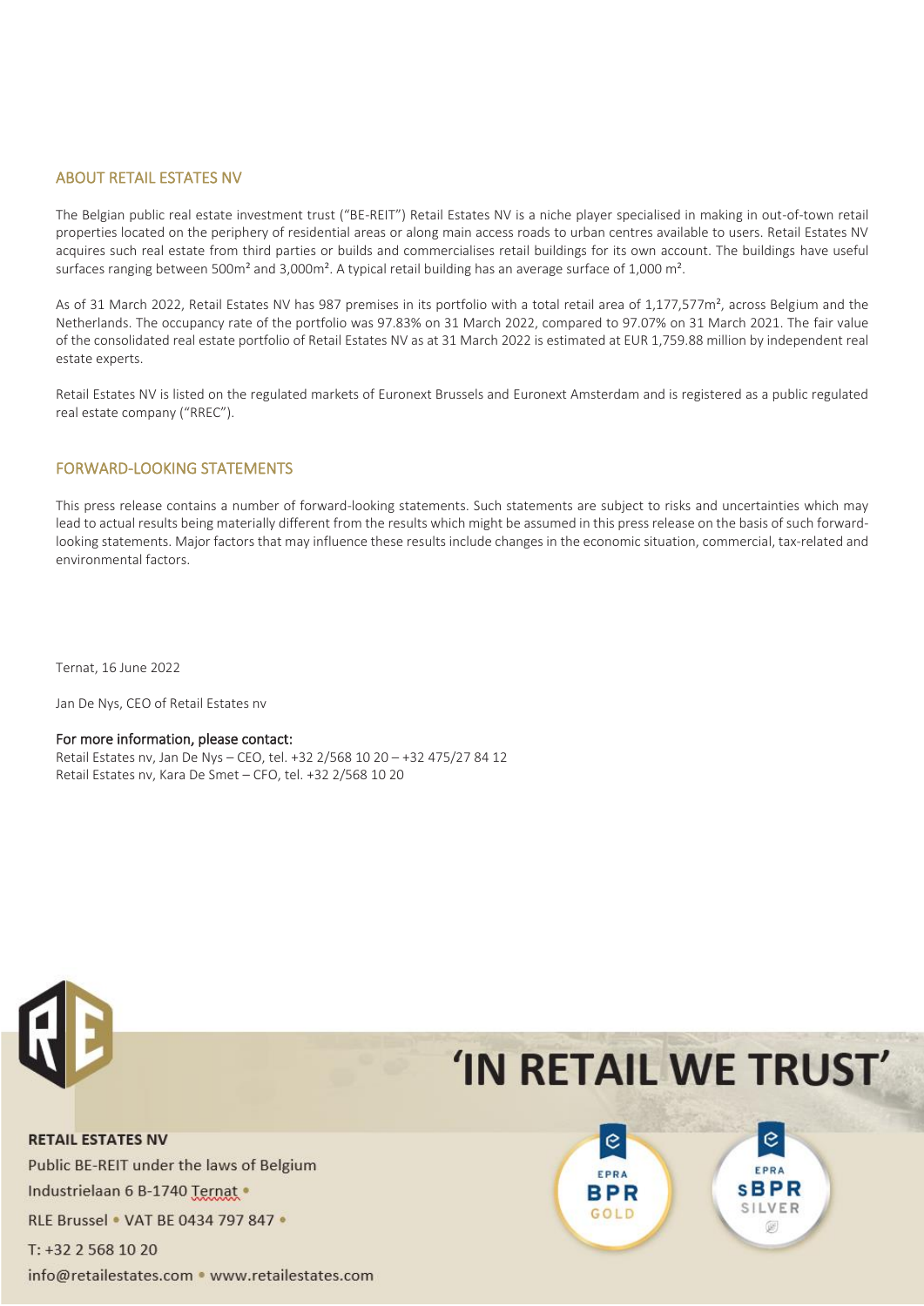## ABOUT RETAIL ESTATES NV

The Belgian public real estate investment trust ("BE-REIT") Retail Estates NV is a niche player specialised in making in out-of-town retail properties located on the periphery of residential areas or along main access roads to urban centres available to users. Retail Estates NV acquires such real estate from third parties or builds and commercialises retail buildings for its own account. The buildings have useful surfaces ranging between 500m² and 3,000m². A typical retail building has an average surface of 1,000 m².

As of 31 March 2022, Retail Estates NV has 987 premises in its portfolio with a total retail area of 1,177,577m², across Belgium and the Netherlands. The occupancy rate of the portfolio was 97.83% on 31 March 2022, compared to 97.07% on 31 March 2021. The fair value of the consolidated real estate portfolio of Retail Estates NV as at 31 March 2022 is estimated at EUR 1,759.88 million by independent real estate experts.

Retail Estates NV is listed on the regulated markets of Euronext Brussels and Euronext Amsterdam and is registered as a public regulated real estate company ("RREC").

## FORWARD-LOOKING STATEMENTS

This press release contains a number of forward-looking statements. Such statements are subject to risks and uncertainties which may lead to actual results being materially different from the results which might be assumed in this press release on the basis of such forward-looking statements. Major factors that may influence these results include changes in the economic situation, commercial, tax-related and environmental factors.

Ternat, 16 June 2022

Jan De Nys, CEO of Retail Estates nv

**For more information, please contact:**
Retail Estates nv, Jan De Nys – CEO, tel. +32 2/568 10 20 – +32 475/27 84 12
Retail Estates nv, Kara De Smet – CFO, tel. +32 2/568 10 20

'IN RETAIL WE TRUST'

**RETAIL ESTATES NV**
Public BE-REIT under the laws of Belgium
Industrielaan 6 B-1740 Ternat •
RLE Brussel • VAT BE 0434 797 847 •
T: +32 2 568 10 20
info@retailestates.com • www.retailestates.com

EPRA BPR GOLD

EPRA sBPR SILVER